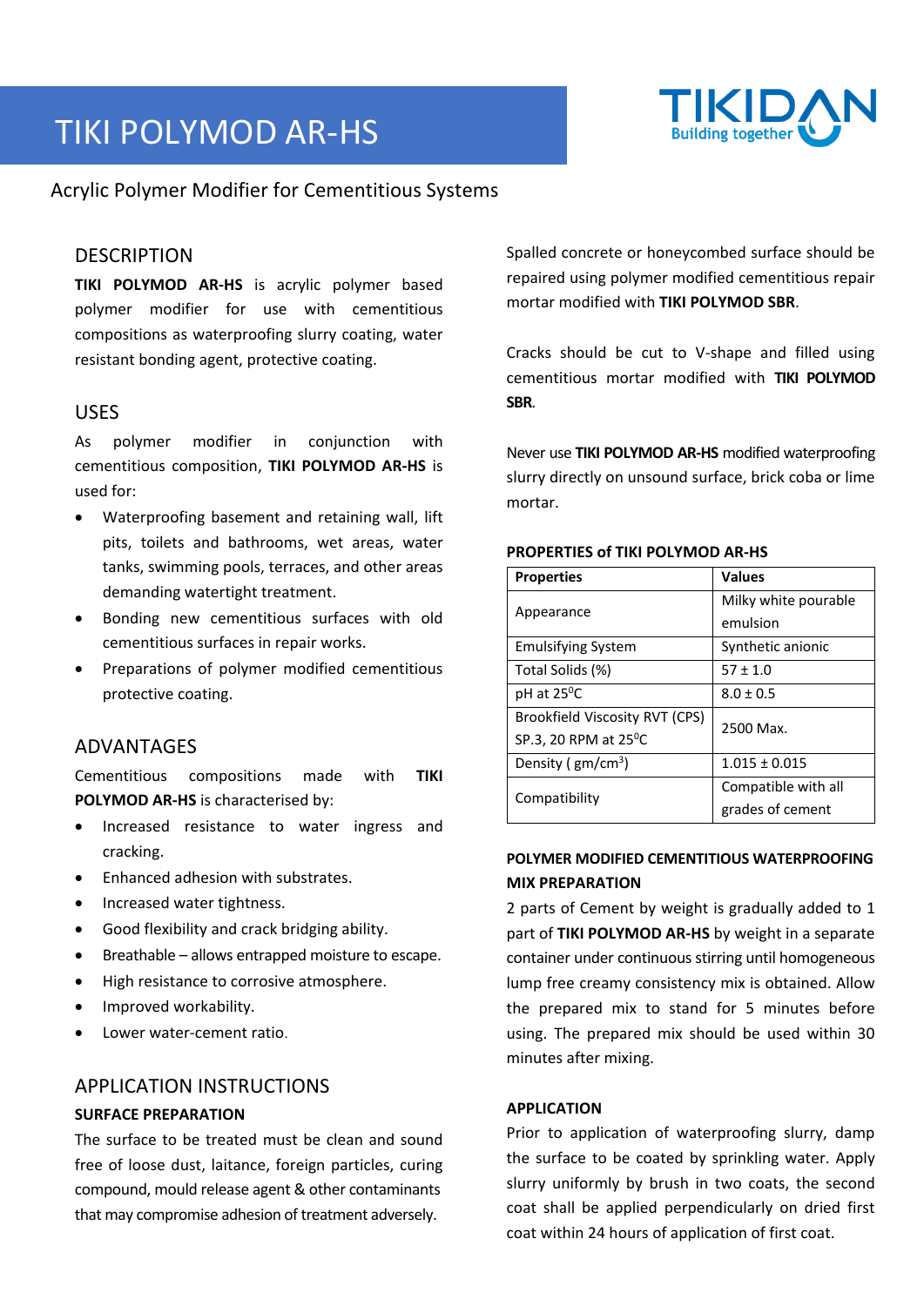# TIKI POLYMOD AR-HS

TIKIDAN Building together

Acrylic Polymer Modifier for Cementitious Systems

## DESCRIPTION

**TIKI POLYMOD AR-HS** is acrylic polymer based polymer modifier for use with cementitious compositions as waterproofing slurry coating, water resistant bonding agent, protective coating.

## USES

As polymer modifier in conjunction with cementitious composition, **TIKI POLYMOD AR-HS** is used for:

- Waterproofing basement and retaining wall, lift pits, toilets and bathrooms, wet areas, water tanks, swimming pools, terraces, and other areas demanding watertight treatment.
- Bonding new cementitious surfaces with old cementitious surfaces in repair works.
- Preparations of polymer modified cementitious protective coating.

## ADVANTAGES

Cementitious compositions made with **TIKI POLYMOD AR-HS** is characterised by:

- Increased resistance to water ingress and cracking.
- Enhanced adhesion with substrates.
- Increased water tightness.
- Good flexibility and crack bridging ability.
- Breathable – allows entrapped moisture to escape.
- High resistance to corrosive atmosphere.
- Improved workability.
- Lower water-cement ratio.

## APPLICATION INSTRUCTIONS

### SURFACE PREPARATION

The surface to be treated must be clean and sound free of loose dust, laitance, foreign particles, curing compound, mould release agent & other contaminants that may compromise adhesion of treatment adversely.

Spalled concrete or honeycombed surface should be repaired using polymer modified cementitious repair mortar modified with **TIKI POLYMOD SBR**.

Cracks should be cut to V-shape and filled using cementitious mortar modified with **TIKI POLYMOD SBR**.

Never use **TIKI POLYMOD AR-HS** modified waterproofing slurry directly on unsound surface, brick coba or lime mortar.

### PROPERTIES of TIKI POLYMOD AR-HS

| Properties | Values |
|---|---|
| Appearance | Milky white pourable emulsion |
| Emulsifying System | Synthetic anionic |
| Total Solids (%) | 57 ± 1.0 |
| pH at 25$^0$C | 8.0 ± 0.5 |
| Brookfield Viscosity RVT (CPS) SP.3, 20 RPM at 25$^0$C | 2500 Max. |
| Density ( gm/cm$^3$) | 1.015 ± 0.015 |
| Compatibility | Compatible with all grades of cement |

### POLYMER MODIFIED CEMENTITIOUS WATERPROOFING MIX PREPARATION

2 parts of Cement by weight is gradually added to 1 part of **TIKI POLYMOD AR-HS** by weight in a separate container under continuous stirring until homogeneous lump free creamy consistency mix is obtained. Allow the prepared mix to stand for 5 minutes before using. The prepared mix should be used within 30 minutes after mixing.

### APPLICATION

Prior to application of waterproofing slurry, damp the surface to be coated by sprinkling water. Apply slurry uniformly by brush in two coats, the second coat shall be applied perpendicularly on dried first coat within 24 hours of application of first coat.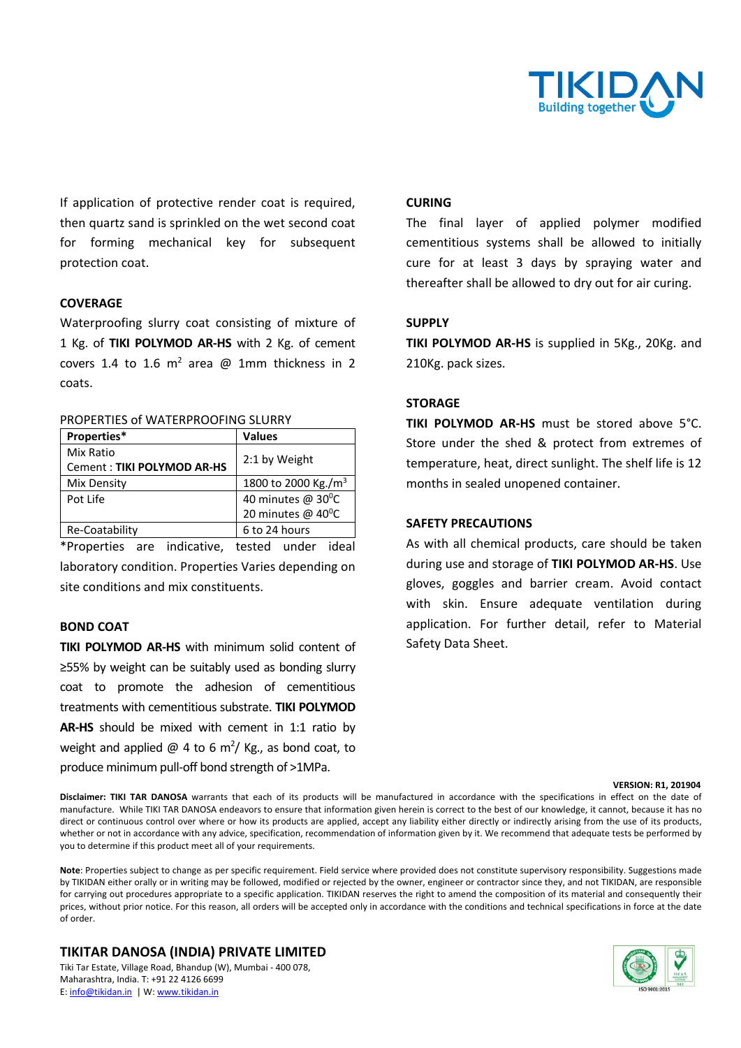If application of protective render coat is required, then quartz sand is sprinkled on the wet second coat for forming mechanical key for subsequent protection coat.

## COVERAGE

Waterproofing slurry coat consisting of mixture of 1 Kg. of **TIKI POLYMOD AR-HS** with 2 Kg. of cement covers 1.4 to 1.6 $m^2$ area @ 1mm thickness in 2 coats.

PROPERTIES of WATERPROOFING SLURRY

| Properties* | Values |
|---|---|
| Mix Ratio<br>Cement : **TIKI POLYMOD AR-HS** | 2:1 by Weight |
| Mix Density | 1800 to 2000 Kg./$m^3$ |
| Pot Life | 40 minutes @ $30^0$C<br>20 minutes @ $40^0$C |
| Re-Coatability | 6 to 24 hours |

*Properties are indicative, tested under ideal laboratory condition. Properties Varies depending on site conditions and mix constituents.

## BOND COAT

**TIKI POLYMOD AR-HS** with minimum solid content of ≥55% by weight can be suitably used as bonding slurry coat to promote the adhesion of cementitious treatments with cementitious substrate. **TIKI POLYMOD AR-HS** should be mixed with cement in 1:1 ratio by weight and applied @ 4 to 6 $m^2$/ Kg., as bond coat, to produce minimum pull-off bond strength of >1MPa.

## CURING

The final layer of applied polymer modified cementitious systems shall be allowed to initially cure for at least 3 days by spraying water and thereafter shall be allowed to dry out for air curing.

## SUPPLY

**TIKI POLYMOD AR-HS** is supplied in 5Kg., 20Kg. and 210Kg. pack sizes.

## STORAGE

**TIKI POLYMOD AR-HS** must be stored above 5°C. Store under the shed & protect from extremes of temperature, heat, direct sunlight. The shelf life is 12 months in sealed unopened container.

## SAFETY PRECAUTIONS

As with all chemical products, care should be taken during use and storage of **TIKI POLYMOD AR-HS**. Use gloves, goggles and barrier cream. Avoid contact with skin. Ensure adequate ventilation during application. For further detail, refer to Material Safety Data Sheet.

**VERSION: R1, 201904**

**Disclaimer: TIKI TAR DANOSA** warrants that each of its products will be manufactured in accordance with the specifications in effect on the date of manufacture. While TIKI TAR DANOSA endeavors to ensure that information given herein is correct to the best of our knowledge, it cannot, because it has no direct or continuous control over where or how its products are applied, accept any liability either directly or indirectly arising from the use of its products, whether or not in accordance with any advice, specification, recommendation of information given by it. We recommend that adequate tests be performed by you to determine if this product meet all of your requirements.

**Note**: Properties subject to change as per specific requirement. Field service where provided does not constitute supervisory responsibility. Suggestions made by TIKIDAN either orally or in writing may be followed, modified or rejected by the owner, engineer or contractor since they, and not TIKIDAN, are responsible for carrying out procedures appropriate to a specific application. TIKIDAN reserves the right to amend the composition of its material and consequently their prices, without prior notice. For this reason, all orders will be accepted only in accordance with the conditions and technical specifications in force at the date of order.

**TIKITAR DANOSA (INDIA) PRIVATE LIMITED**
Tiki Tar Estate, Village Road, Bhandup (W), Mumbai - 400 078,
Maharashtra, India. T: +91 22 4126 6699
E: info@tikidan.in | W: www.tikidan.in